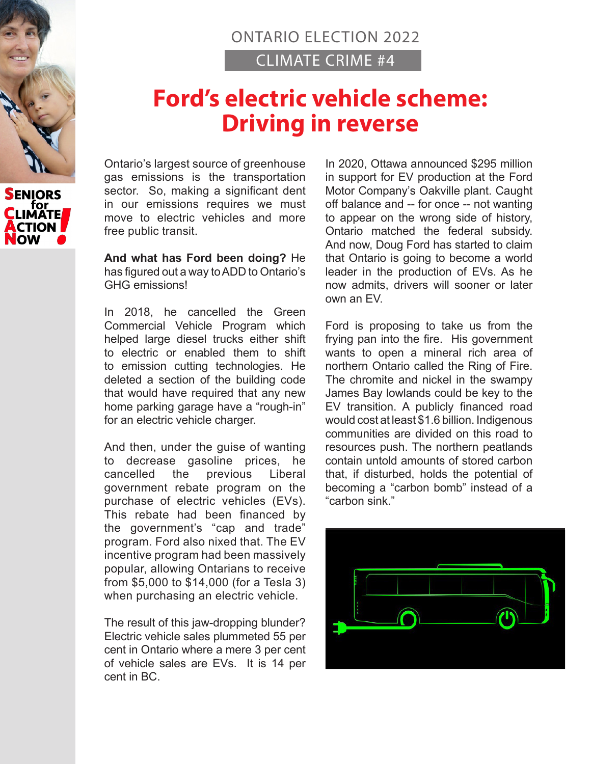ONTARIO ELECTION 2022

CLIMATE CRIME #4

# Ford's electric vehicle scheme: Driving in reverse

SENIORS for CLIMATE ACTION NOW!

Ontario's largest source of greenhouse gas emissions is the transportation sector. So, making a significant dent in our emissions requires we must move to electric vehicles and more free public transit.

**And what has Ford been doing?** He has figured out a way to ADD to Ontario's GHG emissions!

In 2018, he cancelled the Green Commercial Vehicle Program which helped large diesel trucks either shift to electric or enabled them to shift to emission cutting technologies. He deleted a section of the building code that would have required that any new home parking garage have a "rough-in" for an electric vehicle charger.

And then, under the guise of wanting to decrease gasoline prices, he cancelled the previous Liberal government rebate program on the purchase of electric vehicles (EVs). This rebate had been financed by the government's "cap and trade" program. Ford also nixed that. The EV incentive program had been massively popular, allowing Ontarians to receive from $5,000 to $14,000 (for a Tesla 3) when purchasing an electric vehicle.

The result of this jaw-dropping blunder? Electric vehicle sales plummeted 55 per cent in Ontario where a mere 3 per cent of vehicle sales are EVs. It is 14 per cent in BC.

In 2020, Ottawa announced $295 million in support for EV production at the Ford Motor Company's Oakville plant. Caught off balance and -- for once -- not wanting to appear on the wrong side of history, Ontario matched the federal subsidy. And now, Doug Ford has started to claim that Ontario is going to become a world leader in the production of EVs. As he now admits, drivers will sooner or later own an EV.

Ford is proposing to take us from the frying pan into the fire. His government wants to open a mineral rich area of northern Ontario called the Ring of Fire. The chromite and nickel in the swampy James Bay lowlands could be key to the EV transition. A publicly financed road would cost at least $1.6 billion. Indigenous communities are divided on this road to resources push. The northern peatlands contain untold amounts of stored carbon that, if disturbed, holds the potential of becoming a "carbon bomb" instead of a "carbon sink."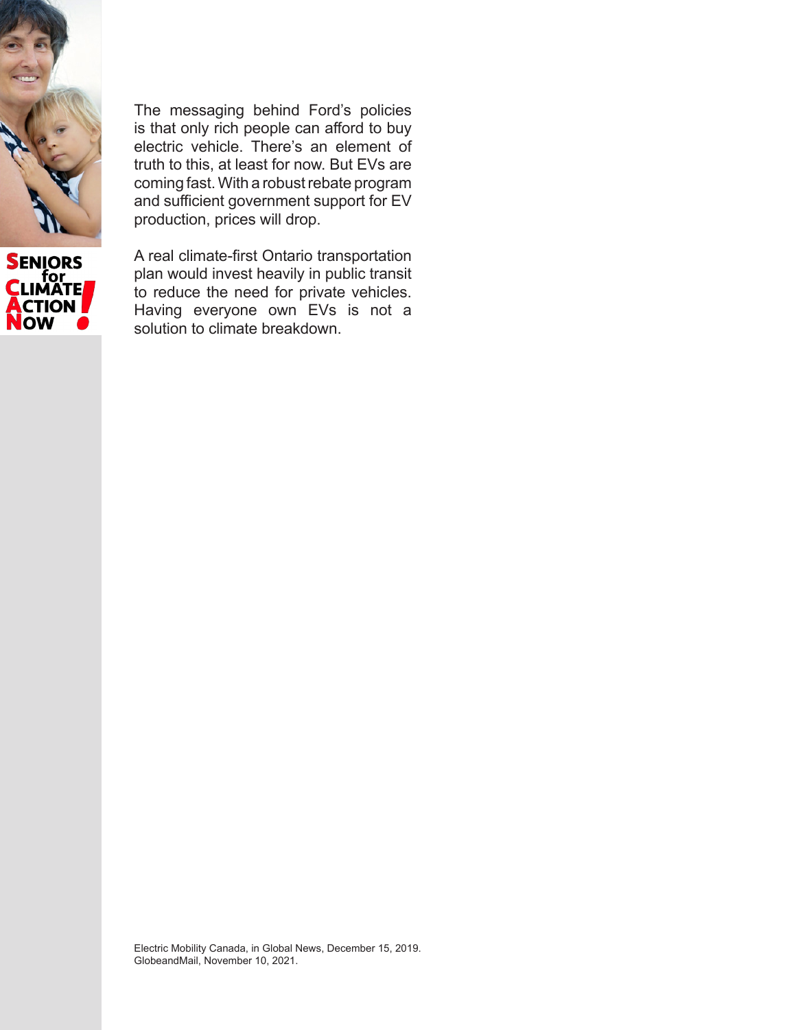The messaging behind Ford's policies is that only rich people can afford to buy electric vehicle. There's an element of truth to this, at least for now. But EVs are coming fast. With a robust rebate program and sufficient government support for EV production, prices will drop.

A real climate-first Ontario transportation plan would invest heavily in public transit to reduce the need for private vehicles. Having everyone own EVs is not a solution to climate breakdown.

Electric Mobility Canada, in Global News, December 15, 2019.
GlobeandMail, November 10, 2021.